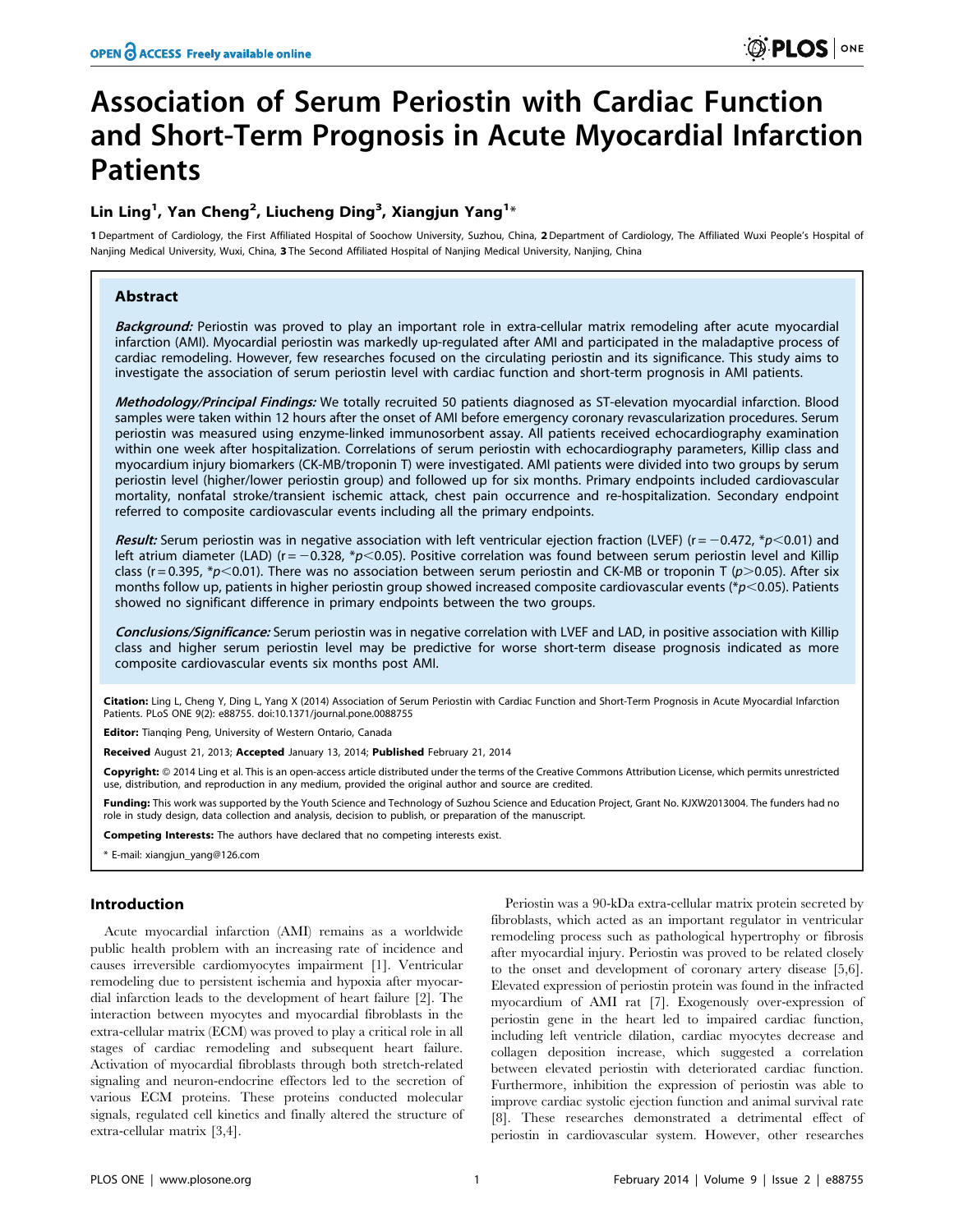# Association of Serum Periostin with Cardiac Function and Short-Term Prognosis in Acute Myocardial Infarction Patients

**Lin Ling[1], Yan Cheng[2], Liucheng Ding[3], Xiangjun Yang[1]***

**1** Department of Cardiology, the First Affiliated Hospital of Soochow University, Suzhou, China, **2** Department of Cardiology, The Affiliated Wuxi People's Hospital of Nanjing Medical University, Wuxi, China, **3** The Second Affiliated Hospital of Nanjing Medical University, Nanjing, China

## Abstract

***Background:*** Periostin was proved to play an important role in extra-cellular matrix remodeling after acute myocardial infarction (AMI). Myocardial periostin was markedly up-regulated after AMI and participated in the maladaptive process of cardiac remodeling. However, few researches focused on the circulating periostin and its significance. This study aims to investigate the association of serum periostin level with cardiac function and short-term prognosis in AMI patients.

***Methodology/Principal Findings:*** We totally recruited 50 patients diagnosed as ST-elevation myocardial infarction. Blood samples were taken within 12 hours after the onset of AMI before emergency coronary revascularization procedures. Serum periostin was measured using enzyme-linked immunosorbent assay. All patients received echocardiography examination within one week after hospitalization. Correlations of serum periostin with echocardiography parameters, Killip class and myocardium injury biomarkers (CK-MB/troponin T) were investigated. AMI patients were divided into two groups by serum periostin level (higher/lower periostin group) and followed up for six months. Primary endpoints included cardiovascular mortality, nonfatal stroke/transient ischemic attack, chest pain occurrence and re-hospitalization. Secondary endpoint referred to composite cardiovascular events including all the primary endpoints.

***Result:*** Serum periostin was in negative association with left ventricular ejection fraction (LVEF) ($r = -0.472$, $*p<0.01$) and left atrium diameter (LAD) ($r = -0.328$, $*p<0.05$). Positive correlation was found between serum periostin level and Killip class ($r = 0.395$, $*p<0.01$). There was no association between serum periostin and CK-MB or troponin T ($p>0.05$). After six months follow up, patients in higher periostin group showed increased composite cardiovascular events ($*p<0.05$). Patients showed no significant difference in primary endpoints between the two groups.

***Conclusions/Significance:*** Serum periostin was in negative correlation with LVEF and LAD, in positive association with Killip class and higher serum periostin level may be predictive for worse short-term disease prognosis indicated as more composite cardiovascular events six months post AMI.

**Citation:** Ling L, Cheng Y, Ding L, Yang X (2014) Association of Serum Periostin with Cardiac Function and Short-Term Prognosis in Acute Myocardial Infarction Patients. PLoS ONE 9(2): e88755. doi:10.1371/journal.pone.0088755

**Editor:** Tianqing Peng, University of Western Ontario, Canada

**Received** August 21, 2013; **Accepted** January 13, 2014; **Published** February 21, 2014

**Copyright:** © 2014 Ling et al. This is an open-access article distributed under the terms of the Creative Commons Attribution License, which permits unrestricted use, distribution, and reproduction in any medium, provided the original author and source are credited.

**Funding:** This work was supported by the Youth Science and Technology of Suzhou Science and Education Project, Grant No. KJXW2013004. The funders had no role in study design, data collection and analysis, decision to publish, or preparation of the manuscript.

**Competing Interests:** The authors have declared that no competing interests exist.

\* E-mail: xiangjun_yang@126.com

## Introduction

Acute myocardial infarction (AMI) remains as a worldwide public health problem with an increasing rate of incidence and causes irreversible cardiomyocytes impairment [1]. Ventricular remodeling due to persistent ischemia and hypoxia after myocardial infarction leads to the development of heart failure [2]. The interaction between myocytes and myocardial fibroblasts in the extra-cellular matrix (ECM) was proved to play a critical role in all stages of cardiac remodeling and subsequent heart failure. Activation of myocardial fibroblasts through both stretch-related signaling and neuron-endocrine effectors led to the secretion of various ECM proteins. These proteins conducted molecular signals, regulated cell kinetics and finally altered the structure of extra-cellular matrix [3,4].

Periostin was a 90-kDa extra-cellular matrix protein secreted by fibroblasts, which acted as an important regulator in ventricular remodeling process such as pathological hypertrophy or fibrosis after myocardial injury. Periostin was proved to be related closely to the onset and development of coronary artery disease [5,6]. Elevated expression of periostin protein was found in the infracted myocardium of AMI rat [7]. Exogenously over-expression of periostin gene in the heart led to impaired cardiac function, including left ventricle dilation, cardiac myocytes decrease and collagen deposition increase, which suggested a correlation between elevated periostin with deteriorated cardiac function. Furthermore, inhibition the expression of periostin was able to improve cardiac systolic ejection function and animal survival rate [8]. These researches demonstrated a detrimental effect of periostin in cardiovascular system. However, other researches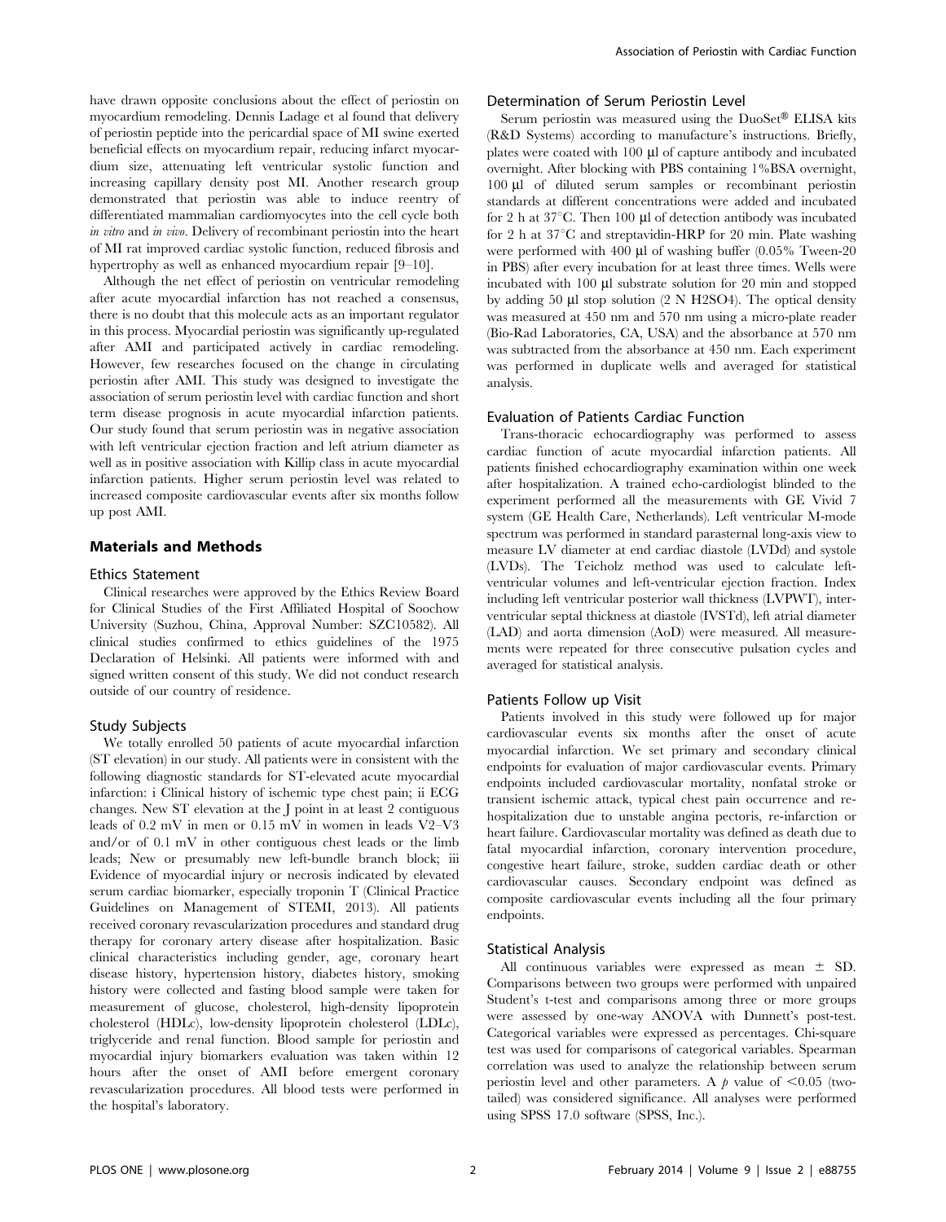have drawn opposite conclusions about the effect of periostin on myocardium remodeling. Dennis Ladage et al found that delivery of periostin peptide into the pericardial space of MI swine exerted beneficial effects on myocardium repair, reducing infarct myocardium size, attenuating left ventricular systolic function and increasing capillary density post MI. Another research group demonstrated that periostin was able to induce reentry of differentiated mammalian cardiomyocytes into the cell cycle both *in vitro* and *in vivo*. Delivery of recombinant periostin into the heart of MI rat improved cardiac systolic function, reduced fibrosis and hypertrophy as well as enhanced myocardium repair [9–10].

Although the net effect of periostin on ventricular remodeling after acute myocardial infarction has not reached a consensus, there is no doubt that this molecule acts as an important regulator in this process. Myocardial periostin was significantly up-regulated after AMI and participated actively in cardiac remodeling. However, few researches focused on the change in circulating periostin after AMI. This study was designed to investigate the association of serum periostin level with cardiac function and short term disease prognosis in acute myocardial infarction patients. Our study found that serum periostin was in negative association with left ventricular ejection fraction and left atrium diameter as well as in positive association with Killip class in acute myocardial infarction patients. Higher serum periostin level was related to increased composite cardiovascular events after six months follow up post AMI.

## Materials and Methods

### Ethics Statement

Clinical researches were approved by the Ethics Review Board for Clinical Studies of the First Affiliated Hospital of Soochow University (Suzhou, China, Approval Number: SZC10582). All clinical studies confirmed to ethics guidelines of the 1975 Declaration of Helsinki. All patients were informed with and signed written consent of this study. We did not conduct research outside of our country of residence.

### Study Subjects

We totally enrolled 50 patients of acute myocardial infarction (ST elevation) in our study. All patients were in consistent with the following diagnostic standards for ST-elevated acute myocardial infarction: i Clinical history of ischemic type chest pain; ii ECG changes. New ST elevation at the J point in at least 2 contiguous leads of 0.2 mV in men or 0.15 mV in women in leads V2–V3 and/or of 0.1 mV in other contiguous chest leads or the limb leads; New or presumably new left-bundle branch block; iii Evidence of myocardial injury or necrosis indicated by elevated serum cardiac biomarker, especially troponin T (Clinical Practice Guidelines on Management of STEMI, 2013). All patients received coronary revascularization procedures and standard drug therapy for coronary artery disease after hospitalization. Basic clinical characteristics including gender, age, coronary heart disease history, hypertension history, diabetes history, smoking history were collected and fasting blood sample were taken for measurement of glucose, cholesterol, high-density lipoprotein cholesterol (HDLc), low-density lipoprotein cholesterol (LDLc), triglyceride and renal function. Blood sample for periostin and myocardial injury biomarkers evaluation was taken within 12 hours after the onset of AMI before emergent coronary revascularization procedures. All blood tests were performed in the hospital's laboratory.

### Determination of Serum Periostin Level

Serum periostin was measured using the DuoSet® ELISA kits (R&D Systems) according to manufacture's instructions. Briefly, plates were coated with 100 µl of capture antibody and incubated overnight. After blocking with PBS containing 1%BSA overnight, 100 µl of diluted serum samples or recombinant periostin standards at different concentrations were added and incubated for 2 h at 37°C. Then 100 µl of detection antibody was incubated for 2 h at 37°C and streptavidin-HRP for 20 min. Plate washing were performed with 400 µl of washing buffer (0.05% Tween-20 in PBS) after every incubation for at least three times. Wells were incubated with 100 µl substrate solution for 20 min and stopped by adding 50 µl stop solution (2 N $H_2SO_4$). The optical density was measured at 450 nm and 570 nm using a micro-plate reader (Bio-Rad Laboratories, CA, USA) and the absorbance at 570 nm was subtracted from the absorbance at 450 nm. Each experiment was performed in duplicate wells and averaged for statistical analysis.

### Evaluation of Patients Cardiac Function

Trans-thoracic echocardiography was performed to assess cardiac function of acute myocardial infarction patients. All patients finished echocardiography examination within one week after hospitalization. A trained echo-cardiologist blinded to the experiment performed all the measurements with GE Vivid 7 system (GE Health Care, Netherlands). Left ventricular M-mode spectrum was performed in standard parasternal long-axis view to measure LV diameter at end cardiac diastole (LVDd) and systole (LVDs). The Teicholz method was used to calculate left-ventricular volumes and left-ventricular ejection fraction. Index including left ventricular posterior wall thickness (LVPWT), interventricular septal thickness at diastole (IVSTd), left atrial diameter (LAD) and aorta dimension (AoD) were measured. All measurements were repeated for three consecutive pulsation cycles and averaged for statistical analysis.

### Patients Follow up Visit

Patients involved in this study were followed up for major cardiovascular events six months after the onset of acute myocardial infarction. We set primary and secondary clinical endpoints for evaluation of major cardiovascular events. Primary endpoints included cardiovascular mortality, nonfatal stroke or transient ischemic attack, typical chest pain occurrence and re-hospitalization due to unstable angina pectoris, re-infarction or heart failure. Cardiovascular mortality was defined as death due to fatal myocardial infarction, coronary intervention procedure, congestive heart failure, stroke, sudden cardiac death or other cardiovascular causes. Secondary endpoint was defined as composite cardiovascular events including all the four primary endpoints.

### Statistical Analysis

All continuous variables were expressed as mean ± SD. Comparisons between two groups were performed with unpaired Student's t-test and comparisons among three or more groups were assessed by one-way ANOVA with Dunnett's post-test. Categorical variables were expressed as percentages. Chi-square test was used for comparisons of categorical variables. Spearman correlation was used to analyze the relationship between serum periostin level and other parameters. A $p$ value of $<0.05$ (two-tailed) was considered significance. All analyses were performed using SPSS 17.0 software (SPSS, Inc.).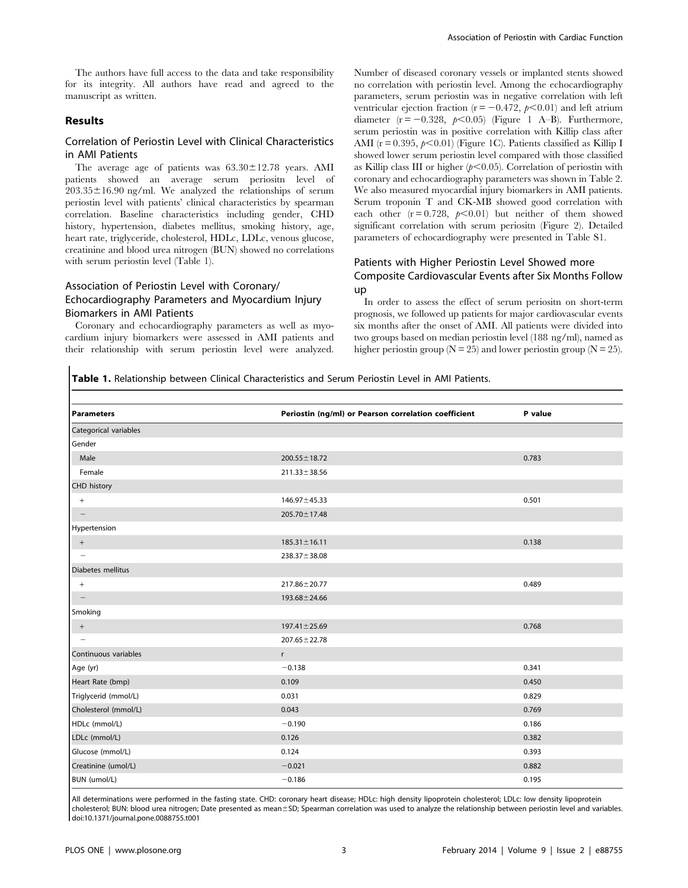The authors have full access to the data and take responsibility for its integrity. All authors have read and agreed to the manuscript as written.

## Results

### Correlation of Periostin Level with Clinical Characteristics in AMI Patients

The average age of patients was 63.30±12.78 years. AMI patients showed an average serum periositn level of 203.35±16.90 ng/ml. We analyzed the relationships of serum periostin level with patients' clinical characteristics by spearman correlation. Baseline characteristics including gender, CHD history, hypertension, diabetes mellitus, smoking history, age, heart rate, triglyceride, cholesterol, HDLc, LDLc, venous glucose, creatinine and blood urea nitrogen (BUN) showed no correlations with serum periostin level (Table 1).

### Association of Periostin Level with Coronary/ Echocardiography Parameters and Myocardium Injury Biomarkers in AMI Patients

Coronary and echocardiography parameters as well as myocardium injury biomarkers were assessed in AMI patients and their relationship with serum periostin level were analyzed. Number of diseased coronary vessels or implanted stents showed no correlation with periostin level. Among the echocardiography parameters, serum periostin was in negative correlation with left ventricular ejection fraction ($r = -0.472$, $p<0.01$) and left atrium diameter ($r = -0.328$, $p<0.05$) (Figure 1 A–B). Furthermore, serum periostin was in positive correlation with Killip class after AMI ($r = 0.395$, $p<0.01$) (Figure 1C). Patients classified as Killip I showed lower serum periostin level compared with those classified as Killip class III or higher ($p<0.05$). Correlation of periostin with coronary and echocardiography parameters was shown in Table 2. We also measured myocardial injury biomarkers in AMI patients. Serum troponin T and CK-MB showed good correlation with each other ($r = 0.728$, $p<0.01$) but neither of them showed significant correlation with serum periositn (Figure 2). Detailed parameters of echocardiography were presented in Table S1.

### Patients with Higher Periostin Level Showed more Composite Cardiovascular Events after Six Months Follow up

In order to assess the effect of serum periositn on short-term prognosis, we followed up patients for major cardiovascular events six months after the onset of AMI. All patients were divided into two groups based on median periostin level (188 ng/ml), named as higher periostin group (N = 25) and lower periostin group (N = 25).

**Table 1.** Relationship between Clinical Characteristics and Serum Periostin Level in AMI Patients.

| Parameters | Periostin (ng/ml) or Pearson correlation coefficient | P value |
|---|---|---|
| Categorical variables | | |
| Gender | | |
| Male | 200.55±18.72 | 0.783 |
| Female | 211.33±38.56 | |
| CHD history | | |
| + | 146.97±45.33 | 0.501 |
| − | 205.70±17.48 | |
| Hypertension | | |
| + | 185.31±16.11 | 0.138 |
| − | 238.37±38.08 | |
| Diabetes mellitus | | |
| + | 217.86±20.77 | 0.489 |
| − | 193.68±24.66 | |
| Smoking | | |
| + | 197.41±25.69 | 0.768 |
| − | 207.65±22.78 | |
| Continuous variables | r | |
| Age (yr) | −0.138 | 0.341 |
| Heart Rate (bmp) | 0.109 | 0.450 |
| Triglycerid (mmol/L) | 0.031 | 0.829 |
| Cholesterol (mmol/L) | 0.043 | 0.769 |
| HDLc (mmol/L) | −0.190 | 0.186 |
| LDLc (mmol/L) | 0.126 | 0.382 |
| Glucose (mmol/L) | 0.124 | 0.393 |
| Creatinine (umol/L) | −0.021 | 0.882 |
| BUN (umol/L) | −0.186 | 0.195 |

All determinations were performed in the fasting state. CHD: coronary heart disease; HDLc: high density lipoprotein cholesterol; LDLc: low density lipoprotein cholesterol; BUN: blood urea nitrogen; Date presented as mean±SD; Spearman correlation was used to analyze the relationship between periostin level and variables.
doi:10.1371/journal.pone.0088755.t001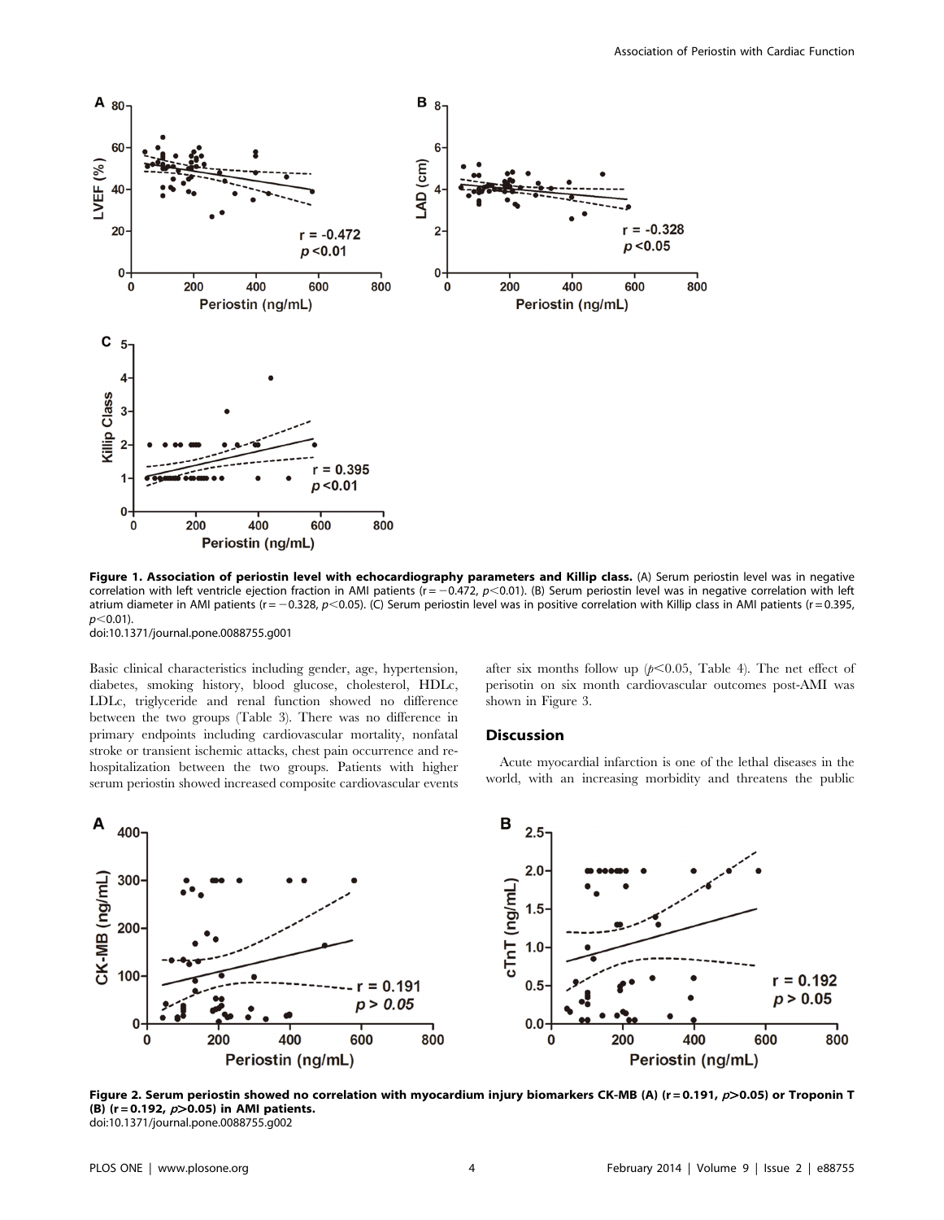**Figure 1. Association of periostin level with echocardiography parameters and Killip class.** (A) Serum periostin level was in negative correlation with left ventricle ejection fraction in AMI patients ($r = -0.472$, $p<0.01$). (B) Serum periostin level was in negative correlation with left atrium diameter in AMI patients ($r = -0.328$, $p<0.05$). (C) Serum periostin level was in positive correlation with Killip class in AMI patients ($r = 0.395$, $p<0.01$).
doi:10.1371/journal.pone.0088755.g001

Basic clinical characteristics including gender, age, hypertension, diabetes, smoking history, blood glucose, cholesterol, HDLc, LDLc, triglyceride and renal function showed no difference between the two groups (Table 3). There was no difference in primary endpoints including cardiovascular mortality, nonfatal stroke or transient ischemic attacks, chest pain occurrence and re-hospitalization between the two groups. Patients with higher serum periostin showed increased composite cardiovascular events after six months follow up ($p<0.05$, Table 4). The net effect of perisotin on six month cardiovascular outcomes post-AMI was shown in Figure 3.

## Discussion

Acute myocardial infarction is one of the lethal diseases in the world, with an increasing morbidity and threatens the public

**Figure 2. Serum periostin showed no correlation with myocardium injury biomarkers CK-MB (A) ($r = 0.191$, $p>0.05$) or Troponin T (B) ($r = 0.192$, $p>0.05$) in AMI patients.**
doi:10.1371/journal.pone.0088755.g002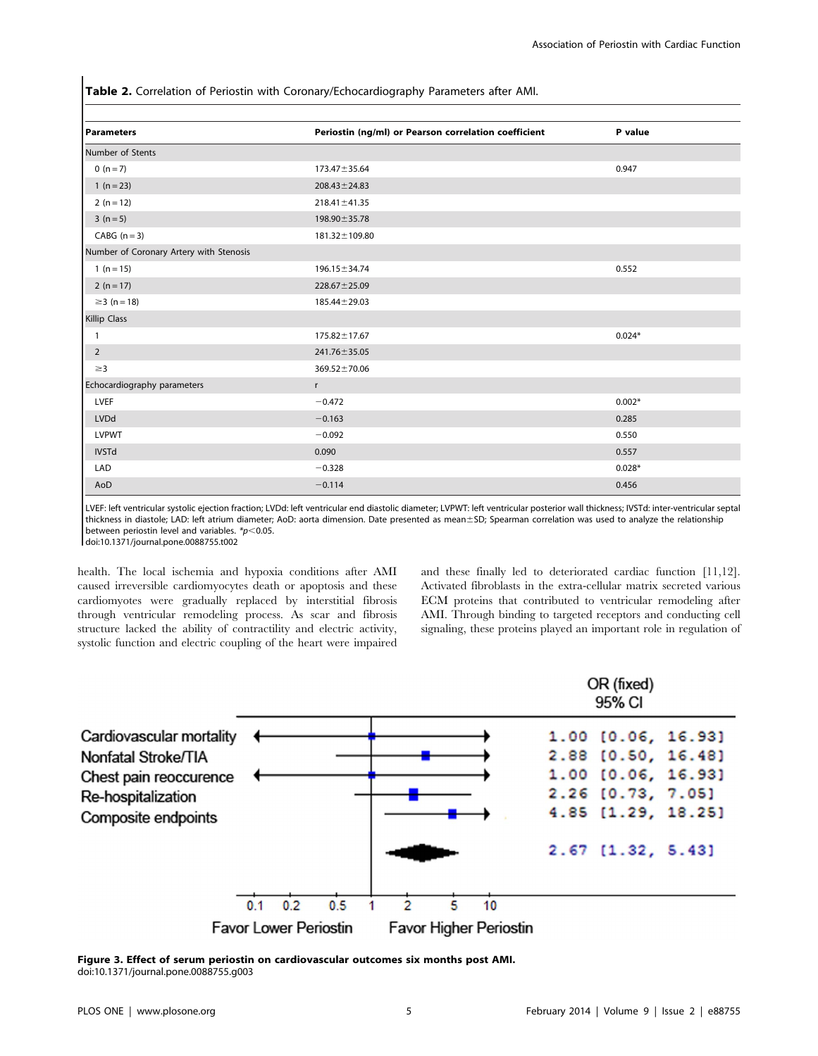**Table 2.** Correlation of Periostin with Coronary/Echocardiography Parameters after AMI.

| Parameters | Periostin (ng/ml) or Pearson correlation coefficient | P value |
|---|---|---|
| Number of Stents | | |
| 0 (n = 7) | 173.47±35.64 | 0.947 |
| 1 (n = 23) | 208.43±24.83 | |
| 2 (n = 12) | 218.41±41.35 | |
| 3 (n = 5) | 198.90±35.78 | |
| CABG (n = 3) | 181.32±109.80 | |
| Number of Coronary Artery with Stenosis | | |
| 1 (n = 15) | 196.15±34.74 | 0.552 |
| 2 (n = 17) | 228.67±25.09 | |
| ≥3 (n = 18) | 185.44±29.03 | |
| Killip Class | | |
| 1 | 175.82±17.67 | 0.024* |
| 2 | 241.76±35.05 | |
| ≥3 | 369.52±70.06 | |
| Echocardiography parameters | r | |
| LVEF | −0.472 | 0.002* |
| LVDd | −0.163 | 0.285 |
| LVPWT | −0.092 | 0.550 |
| IVSTd | 0.090 | 0.557 |
| LAD | −0.328 | 0.028* |
| AoD | −0.114 | 0.456 |

LVEF: left ventricular systolic ejection fraction; LVDd: left ventricular end diastolic diameter; LVPWT: left ventricular posterior wall thickness; IVSTd: inter-ventricular septal thickness in diastole; LAD: left atrium diameter; AoD: aorta dimension. Date presented as mean±SD; Spearman correlation was used to analyze the relationship between periostin level and variables. *$p<0.05$.
doi:10.1371/journal.pone.0088755.t002

health. The local ischemia and hypoxia conditions after AMI caused irreversible cardiomyocytes death or apoptosis and these cardiomyotes were gradually replaced by interstitial fibrosis through ventricular remodeling process. As scar and fibrosis structure lacked the ability of contractility and electric activity, systolic function and electric coupling of the heart were impaired and these finally led to deteriorated cardiac function [11,12]. Activated fibroblasts in the extra-cellular matrix secreted various ECM proteins that contributed to ventricular remodeling after AMI. Through binding to targeted receptors and conducting cell signaling, these proteins played an important role in regulation of

| | OR (fixed) 95% CI |
|---|---|
| Cardiovascular mortality | 1.00 [0.06, 16.93] |
| Nonfatal Stroke/TIA | 2.88 [0.50, 16.48] |
| Chest pain reoccurence | 1.00 [0.06, 16.93] |
| Re-hospitalization | 2.26 [0.73, 7.05] |
| Composite endpoints | 4.85 [1.29, 18.25] |
| | 2.67 [1.32, 5.43] |

Favor Lower Periostin — Favor Higher Periostin

**Figure 3. Effect of serum periostin on cardiovascular outcomes six months post AMI.**
doi:10.1371/journal.pone.0088755.g003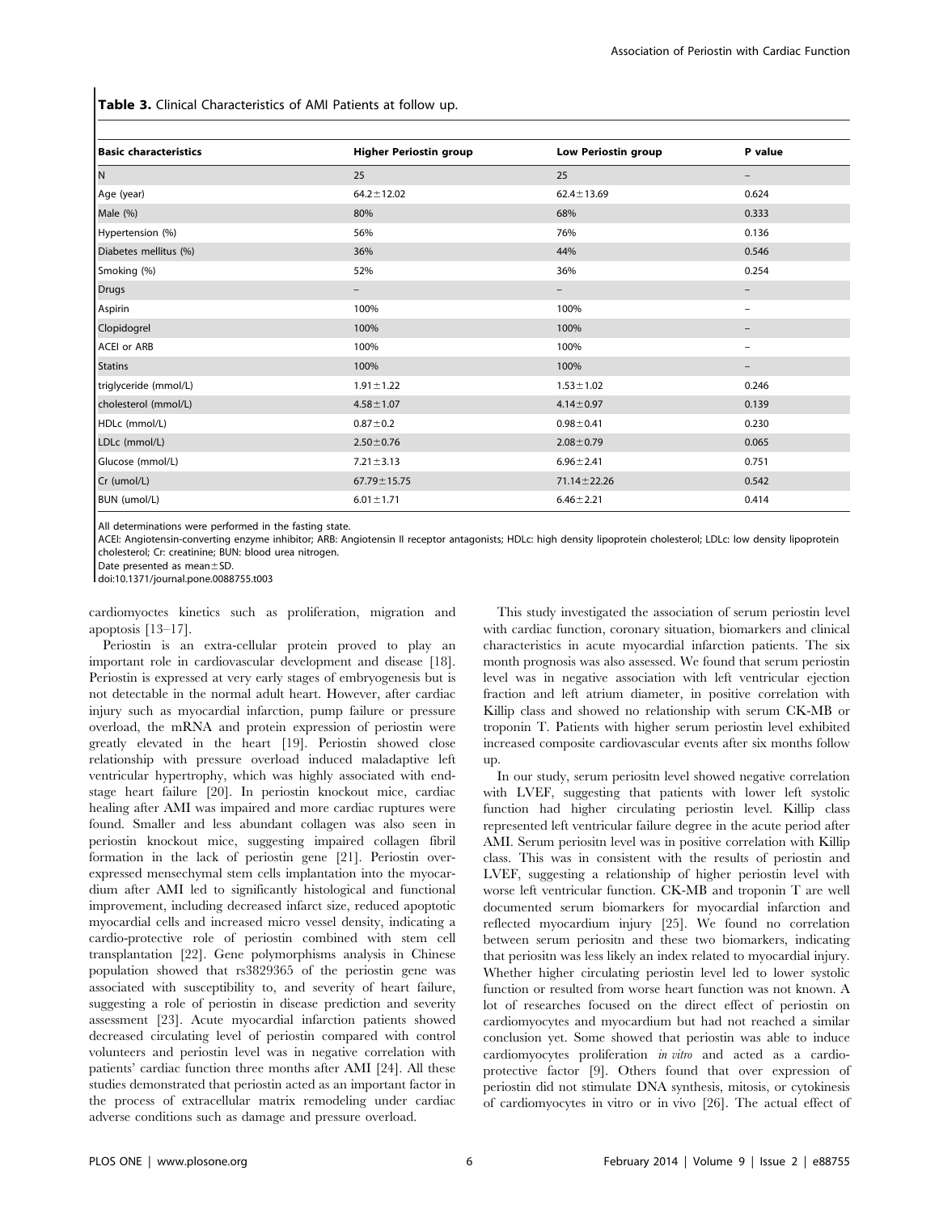**Table 3.** Clinical Characteristics of AMI Patients at follow up.

| Basic characteristics | Higher Periostin group | Low Periostin group | P value |
|---|---|---|---|
| N | 25 | 25 | – |
| Age (year) | 64.2±12.02 | 62.4±13.69 | 0.624 |
| Male (%) | 80% | 68% | 0.333 |
| Hypertension (%) | 56% | 76% | 0.136 |
| Diabetes mellitus (%) | 36% | 44% | 0.546 |
| Smoking (%) | 52% | 36% | 0.254 |
| Drugs | – | – | – |
| Aspirin | 100% | 100% | – |
| Clopidogrel | 100% | 100% | – |
| ACEI or ARB | 100% | 100% | – |
| Statins | 100% | 100% | – |
| triglyceride (mmol/L) | 1.91±1.22 | 1.53±1.02 | 0.246 |
| cholesterol (mmol/L) | 4.58±1.07 | 4.14±0.97 | 0.139 |
| HDLc (mmol/L) | 0.87±0.2 | 0.98±0.41 | 0.230 |
| LDLc (mmol/L) | 2.50±0.76 | 2.08±0.79 | 0.065 |
| Glucose (mmol/L) | 7.21±3.13 | 6.96±2.41 | 0.751 |
| Cr (umol/L) | 67.79±15.75 | 71.14±22.26 | 0.542 |
| BUN (umol/L) | 6.01±1.71 | 6.46±2.21 | 0.414 |

All determinations were performed in the fasting state.
ACEI: Angiotensin-converting enzyme inhibitor; ARB: Angiotensin II receptor antagonists; HDLc: high density lipoprotein cholesterol; LDLc: low density lipoprotein cholesterol; Cr: creatinine; BUN: blood urea nitrogen.
Date presented as mean±SD.
doi:10.1371/journal.pone.0088755.t003

cardiomyoctes kinetics such as proliferation, migration and apoptosis [13–17].

Periostin is an extra-cellular protein proved to play an important role in cardiovascular development and disease [18]. Periostin is expressed at very early stages of embryogenesis but is not detectable in the normal adult heart. However, after cardiac injury such as myocardial infarction, pump failure or pressure overload, the mRNA and protein expression of periostin were greatly elevated in the heart [19]. Periostin showed close relationship with pressure overload induced maladaptive left ventricular hypertrophy, which was highly associated with end-stage heart failure [20]. In periostin knockout mice, cardiac healing after AMI was impaired and more cardiac ruptures were found. Smaller and less abundant collagen was also seen in periostin knockout mice, suggesting impaired collagen fibril formation in the lack of periostin gene [21]. Periostin over-expressed mensechymal stem cells implantation into the myocardium after AMI led to significantly histological and functional improvement, including decreased infarct size, reduced apoptotic myocardial cells and increased micro vessel density, indicating a cardio-protective role of periostin combined with stem cell transplantation [22]. Gene polymorphisms analysis in Chinese population showed that rs3829365 of the periostin gene was associated with susceptibility to, and severity of heart failure, suggesting a role of periostin in disease prediction and severity assessment [23]. Acute myocardial infarction patients showed decreased circulating level of periostin compared with control volunteers and periostin level was in negative correlation with patients' cardiac function three months after AMI [24]. All these studies demonstrated that periostin acted as an important factor in the process of extracellular matrix remodeling under cardiac adverse conditions such as damage and pressure overload.

This study investigated the association of serum periostin level with cardiac function, coronary situation, biomarkers and clinical characteristics in acute myocardial infarction patients. The six month prognosis was also assessed. We found that serum periostin level was in negative association with left ventricular ejection fraction and left atrium diameter, in positive correlation with Killip class and showed no relationship with serum CK-MB or troponin T. Patients with higher serum periostin level exhibited increased composite cardiovascular events after six months follow up.

In our study, serum periositn level showed negative correlation with LVEF, suggesting that patients with lower left systolic function had higher circulating periostin level. Killip class represented left ventricular failure degree in the acute period after AMI. Serum periositn level was in positive correlation with Killip class. This was in consistent with the results of periostin and LVEF, suggesting a relationship of higher periostin level with worse left ventricular function. CK-MB and troponin T are well documented serum biomarkers for myocardial infarction and reflected myocardium injury [25]. We found no correlation between serum periositn and these two biomarkers, indicating that periositn was less likely an index related to myocardial injury. Whether higher circulating periostin level led to lower systolic function or resulted from worse heart function was not known. A lot of researches focused on the direct effect of periostin on cardiomyocytes and myocardium but had not reached a similar conclusion yet. Some showed that periostin was able to induce cardiomyocytes proliferation *in vitro* and acted as a cardio-protective factor [9]. Others found that over expression of periostin did not stimulate DNA synthesis, mitosis, or cytokinesis of cardiomyocytes in vitro or in vivo [26]. The actual effect of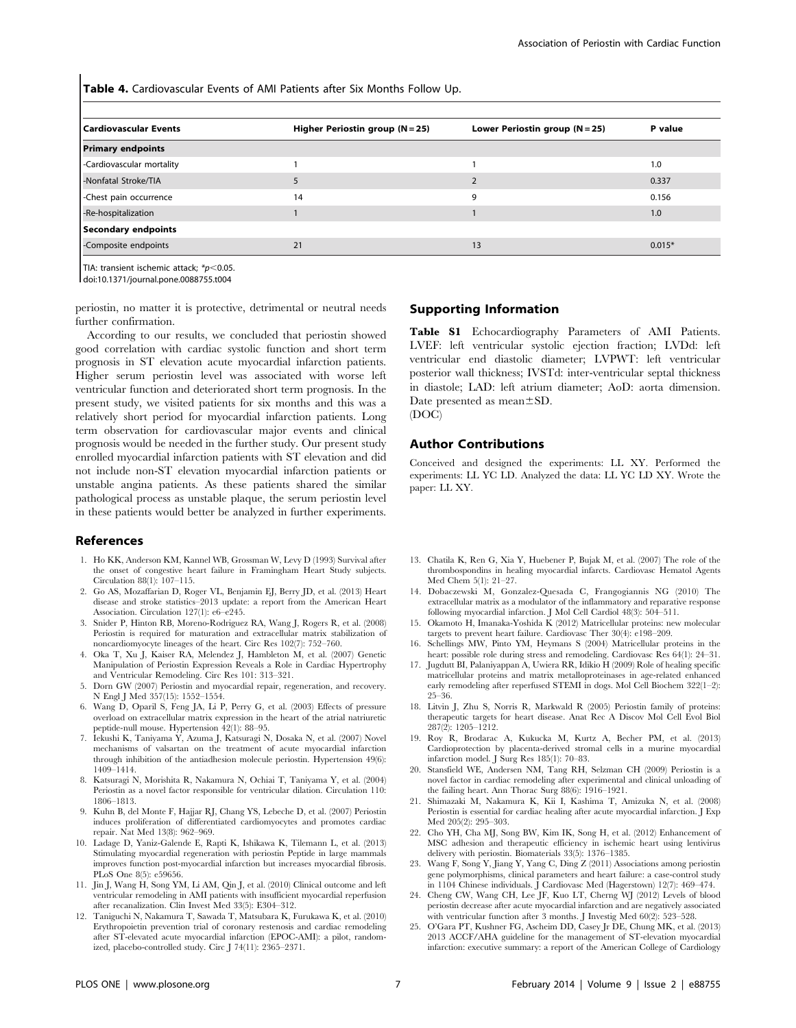**Table 4.** Cardiovascular Events of AMI Patients after Six Months Follow Up.

| Cardiovascular Events | Higher Periostin group (N = 25) | Lower Periostin group (N = 25) | P value |
|---|---|---|---|
| **Primary endpoints** | | | |
| -Cardiovascular mortality | 1 | 1 | 1.0 |
| -Nonfatal Stroke/TIA | 5 | 2 | 0.337 |
| -Chest pain occurrence | 14 | 9 | 0.156 |
| -Re-hospitalization | 1 | 1 | 1.0 |
| **Secondary endpoints** | | | |
| -Composite endpoints | 21 | 13 | 0.015* |

TIA: transient ischemic attack; $^*p<0.05$.

doi:10.1371/journal.pone.0088755.t004

periostin, no matter it is protective, detrimental or neutral needs further confirmation.

According to our results, we concluded that periostin showed good correlation with cardiac systolic function and short term prognosis in ST elevation acute myocardial infarction patients. Higher serum periostin level was associated with worse left ventricular function and deteriorated short term prognosis. In the present study, we visited patients for six months and this was a relatively short period for myocardial infarction patients. Long term observation for cardiovascular major events and clinical prognosis would be needed in the further study. Our present study enrolled myocardial infarction patients with ST elevation and did not include non-ST elevation myocardial infarction patients or unstable angina patients. As these patients shared the similar pathological process as unstable plaque, the serum periostin level in these patients would better be analyzed in further experiments.

## Supporting Information

**Table S1** Echocardiography Parameters of AMI Patients. LVEF: left ventricular systolic ejection fraction; LVDd: left ventricular end diastolic diameter; LVPWT: left ventricular posterior wall thickness; IVSTd: inter-ventricular septal thickness in diastole; LAD: left atrium diameter; AoD: aorta dimension. Date presented as mean±SD.
(DOC)

## Author Contributions

Conceived and designed the experiments: LL XY. Performed the experiments: LL YC LD. Analyzed the data: LL YC LD XY. Wrote the paper: LL XY.

## References

1. Ho KK, Anderson KM, Kannel WB, Grossman W, Levy D (1993) Survival after the onset of congestive heart failure in Framingham Heart Study subjects. Circulation 88(1): 107–115.
2. Go AS, Mozaffarian D, Roger VL, Benjamin EJ, Berry JD, et al. (2013) Heart disease and stroke statistics–2013 update: a report from the American Heart Association. Circulation 127(1): e6–e245.
3. Snider P, Hinton RB, Moreno-Rodriguez RA, Wang J, Rogers R, et al. (2008) Periostin is required for maturation and extracellular matrix stabilization of noncardiomyocyte lineages of the heart. Circ Res 102(7): 752–760.
4. Oka T, Xu J, Kaiser RA, Melendez J, Hambleton M, et al. (2007) Genetic Manipulation of Periostin Expression Reveals a Role in Cardiac Hypertrophy and Ventricular Remodeling. Circ Res 101: 313–321.
5. Dorn GW (2007) Periostin and myocardial repair, regeneration, and recovery. N Engl J Med 357(15): 1552–1554.
6. Wang D, Oparil S, Feng JA, Li P, Perry G, et al. (2003) Effects of pressure overload on extracellular matrix expression in the heart of the atrial natriuretic peptide-null mouse. Hypertension 42(1): 88–95.
7. Iekushi K, Taniyama Y, Azuma J, Katsuragi N, Dosaka N, et al. (2007) Novel mechanisms of valsartan on the treatment of acute myocardial infarction through inhibition of the antiadhesion molecule periostin. Hypertension 49(6): 1409–1414.
8. Katsuragi N, Morishita R, Nakamura N, Ochiai T, Taniyama Y, et al. (2004) Periostin as a novel factor responsible for ventricular dilation. Circulation 110: 1806–1813.
9. Kuhn B, del Monte F, Hajjar RJ, Chang YS, Lebeche D, et al. (2007) Periostin induces proliferation of differentiated cardiomyocytes and promotes cardiac repair. Nat Med 13(8): 962–969.
10. Ladage D, Yaniz-Galende E, Rapti K, Ishikawa K, Tilemann L, et al. (2013) Stimulating myocardial regeneration with periostin Peptide in large mammals improves function post-myocardial infarction but increases myocardial fibrosis. PLoS One 8(5): e59656.
11. Jin J, Wang H, Song YM, Li AM, Qin J, et al. (2010) Clinical outcome and left ventricular remodeling in AMI patients with insufficient myocardial reperfusion after recanalization. Clin Invest Med 33(5): E304–312.
12. Taniguchi N, Nakamura T, Sawada T, Matsubara K, Furukawa K, et al. (2010) Erythropoietin prevention trial of coronary restenosis and cardiac remodeling after ST-elevated acute myocardial infarction (EPOC-AMI): a pilot, randomized, placebo-controlled study. Circ J 74(11): 2365–2371.
13. Chatila K, Ren G, Xia Y, Huebener P, Bujak M, et al. (2007) The role of the thrombospondins in healing myocardial infarcts. Cardiovasc Hematol Agents Med Chem 5(1): 21–27.
14. Dobaczewski M, Gonzalez-Quesada C, Frangogiannis NG (2010) The extracellular matrix as a modulator of the inflammatory and reparative response following myocardial infarction. J Mol Cell Cardiol 48(3): 504–511.
15. Okamoto H, Imanaka-Yoshida K (2012) Matricellular proteins: new molecular targets to prevent heart failure. Cardiovasc Ther 30(4): e198–209.
16. Schellings MW, Pinto YM, Heymans S (2004) Matricellular proteins in the heart: possible role during stress and remodeling. Cardiovasc Res 64(1): 24–31.
17. Jugdutt BI, Palaniyappan A, Uwiera RR, Idikio H (2009) Role of healing specific matricellular proteins and matrix metalloproteinases in age-related enhanced early remodeling after reperfused STEMI in dogs. Mol Cell Biochem 322(1–2): 25–36.
18. Litvin J, Zhu S, Norris R, Markwald R (2005) Periostin family of proteins: therapeutic targets for heart disease. Anat Rec A Discov Mol Cell Evol Biol 287(2): 1205–1212.
19. Roy R, Brodarac A, Kukucka M, Kurtz A, Becher PM, et al. (2013) Cardioprotection by placenta-derived stromal cells in a murine myocardial infarction model. J Surg Res 185(1): 70–83.
20. Stansfield WE, Andersen NM, Tang RH, Selzman CH (2009) Periostin is a novel factor in cardiac remodeling after experimental and clinical unloading of the failing heart. Ann Thorac Surg 88(6): 1916–1921.
21. Shimazaki M, Nakamura K, Kii I, Kashima T, Amizuka N, et al. (2008) Periostin is essential for cardiac healing after acute myocardial infarction. J Exp Med 205(2): 295–303.
22. Cho YH, Cha MJ, Song BW, Kim IK, Song H, et al. (2012) Enhancement of MSC adhesion and therapeutic efficiency in ischemic heart using lentivirus delivery with periostin. Biomaterials 33(5): 1376–1385.
23. Wang F, Song Y, Jiang Y, Yang C, Ding Z (2011) Associations among periostin gene polymorphisms, clinical parameters and heart failure: a case-control study in 1104 Chinese individuals. J Cardiovasc Med (Hagerstown) 12(7): 469–474.
24. Cheng CW, Wang CH, Lee JF, Kuo LT, Cherng WJ (2012) Levels of blood periostin decrease after acute myocardial infarction and are negatively associated with ventricular function after 3 months. J Investig Med 60(2): 523–528.
25. O'Gara PT, Kushner FG, Ascheim DD, Casey Jr DE, Chung MK, et al. (2013) 2013 ACCF/AHA guideline for the management of ST-elevation myocardial infarction: executive summary: a report of the American College of Cardiology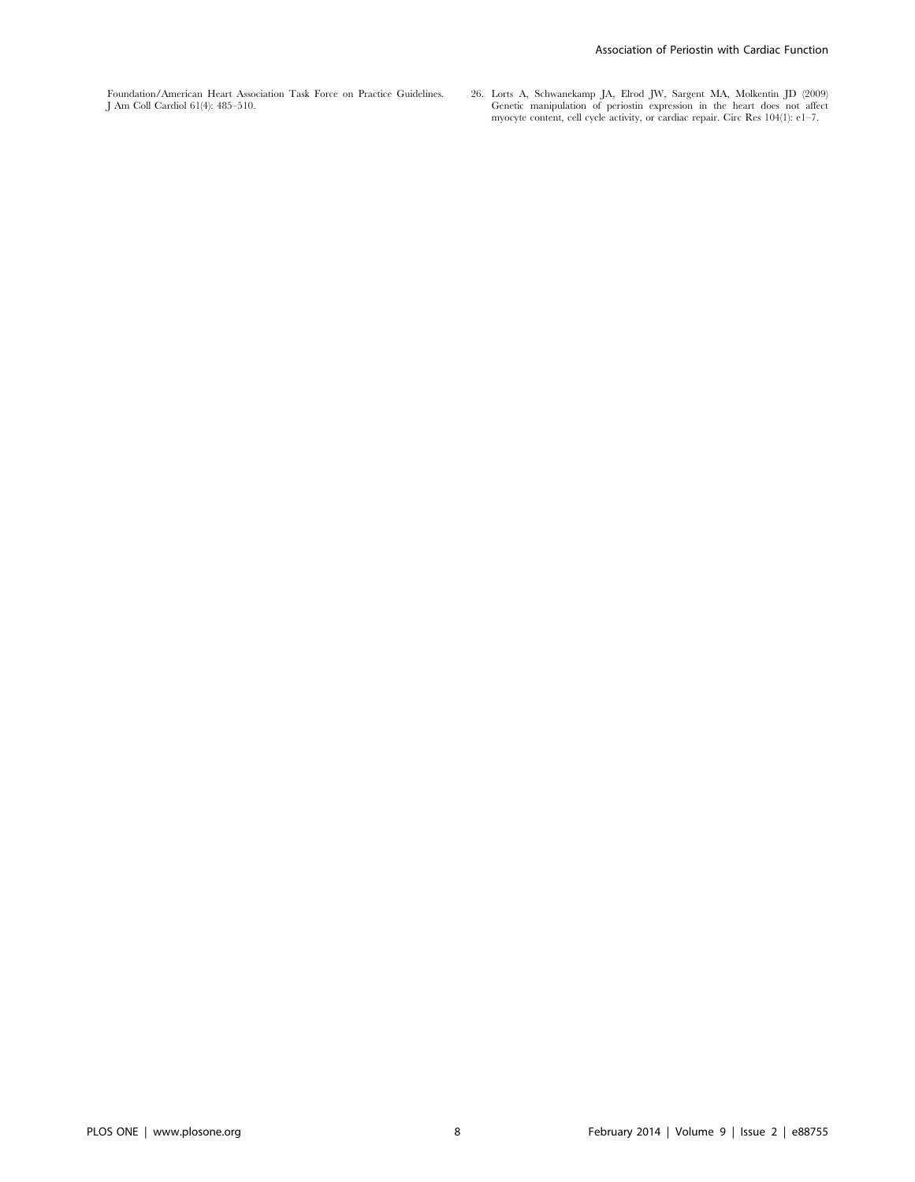Foundation/American Heart Association Task Force on Practice Guidelines. J Am Coll Cardiol 61(4): 485–510.

26. Lorts A, Schwanekamp JA, Elrod JW, Sargent MA, Molkentin JD (2009) Genetic manipulation of periostin expression in the heart does not affect myocyte content, cell cycle activity, or cardiac repair. Circ Res 104(1): e1–7.